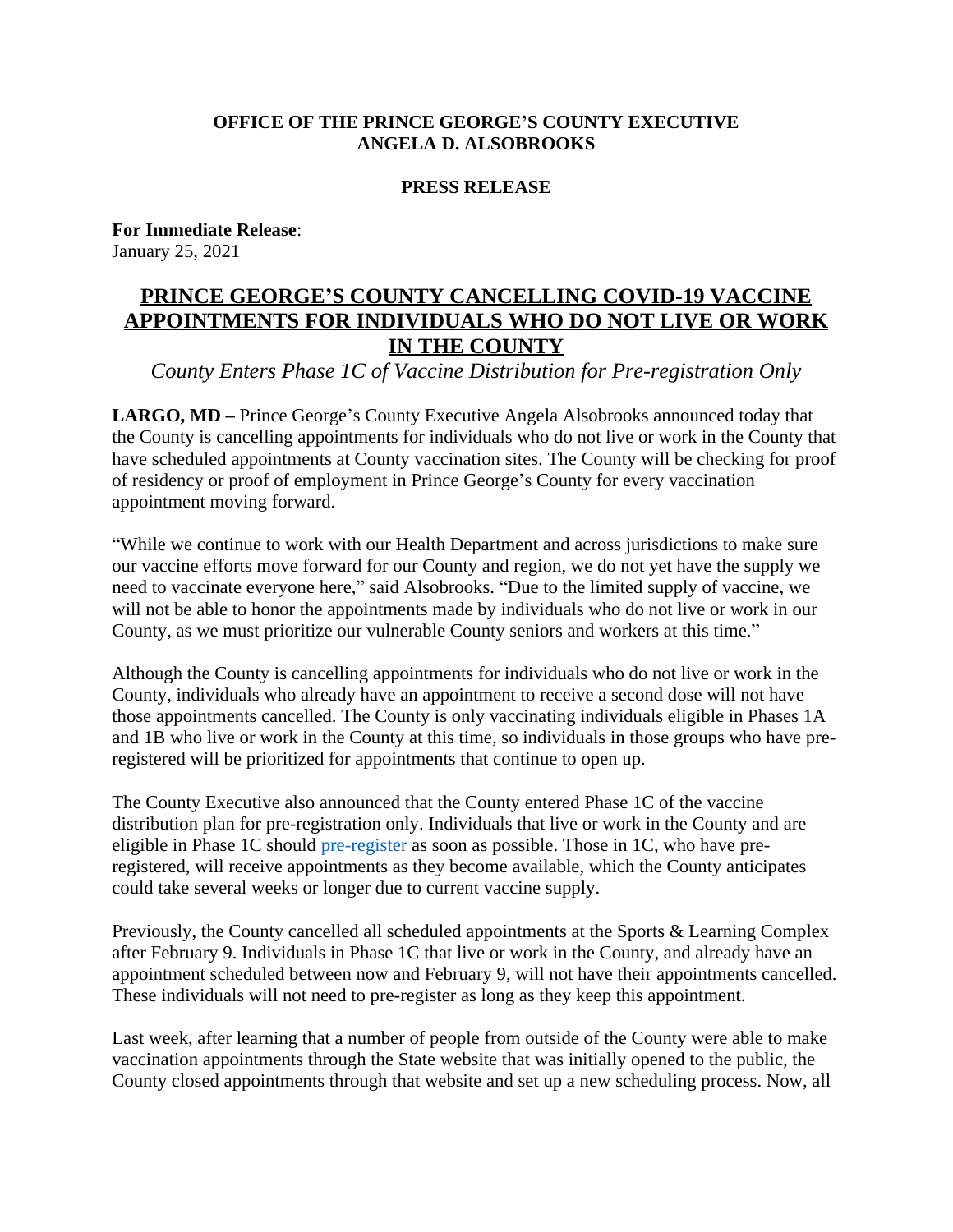**OFFICE OF THE PRINCE GEORGE'S COUNTY EXECUTIVE**
**ANGELA D. ALSOBROOKS**

**PRESS RELEASE**

**For Immediate Release**:
January 25, 2021

# PRINCE GEORGE'S COUNTY CANCELLING COVID-19 VACCINE APPOINTMENTS FOR INDIVIDUALS WHO DO NOT LIVE OR WORK IN THE COUNTY

*County Enters Phase 1C of Vaccine Distribution for Pre-registration Only*

**LARGO, MD –** Prince George's County Executive Angela Alsobrooks announced today that the County is cancelling appointments for individuals who do not live or work in the County that have scheduled appointments at County vaccination sites. The County will be checking for proof of residency or proof of employment in Prince George's County for every vaccination appointment moving forward.

"While we continue to work with our Health Department and across jurisdictions to make sure our vaccine efforts move forward for our County and region, we do not yet have the supply we need to vaccinate everyone here," said Alsobrooks. "Due to the limited supply of vaccine, we will not be able to honor the appointments made by individuals who do not live or work in our County, as we must prioritize our vulnerable County seniors and workers at this time."

Although the County is cancelling appointments for individuals who do not live or work in the County, individuals who already have an appointment to receive a second dose will not have those appointments cancelled. The County is only vaccinating individuals eligible in Phases 1A and 1B who live or work in the County at this time, so individuals in those groups who have pre-registered will be prioritized for appointments that continue to open up.

The County Executive also announced that the County entered Phase 1C of the vaccine distribution plan for pre-registration only. Individuals that live or work in the County and are eligible in Phase 1C should pre-register as soon as possible. Those in 1C, who have pre-registered, will receive appointments as they become available, which the County anticipates could take several weeks or longer due to current vaccine supply.

Previously, the County cancelled all scheduled appointments at the Sports & Learning Complex after February 9. Individuals in Phase 1C that live or work in the County, and already have an appointment scheduled between now and February 9, will not have their appointments cancelled. These individuals will not need to pre-register as long as they keep this appointment.

Last week, after learning that a number of people from outside of the County were able to make vaccination appointments through the State website that was initially opened to the public, the County closed appointments through that website and set up a new scheduling process. Now, all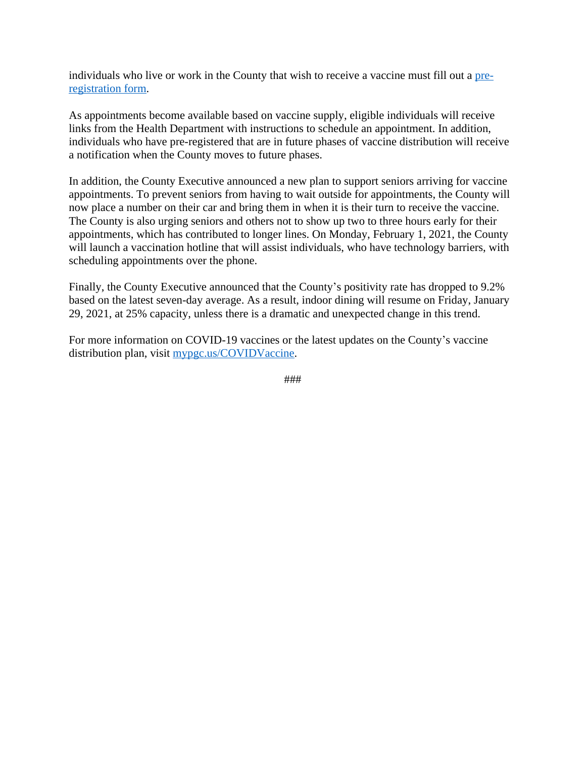individuals who live or work in the County that wish to receive a vaccine must fill out a pre-registration form.

As appointments become available based on vaccine supply, eligible individuals will receive links from the Health Department with instructions to schedule an appointment. In addition, individuals who have pre-registered that are in future phases of vaccine distribution will receive a notification when the County moves to future phases.

In addition, the County Executive announced a new plan to support seniors arriving for vaccine appointments. To prevent seniors from having to wait outside for appointments, the County will now place a number on their car and bring them in when it is their turn to receive the vaccine. The County is also urging seniors and others not to show up two to three hours early for their appointments, which has contributed to longer lines. On Monday, February 1, 2021, the County will launch a vaccination hotline that will assist individuals, who have technology barriers, with scheduling appointments over the phone.

Finally, the County Executive announced that the County's positivity rate has dropped to 9.2% based on the latest seven-day average. As a result, indoor dining will resume on Friday, January 29, 2021, at 25% capacity, unless there is a dramatic and unexpected change in this trend.

For more information on COVID-19 vaccines or the latest updates on the County's vaccine distribution plan, visit mypgc.us/COVIDVaccine.

###